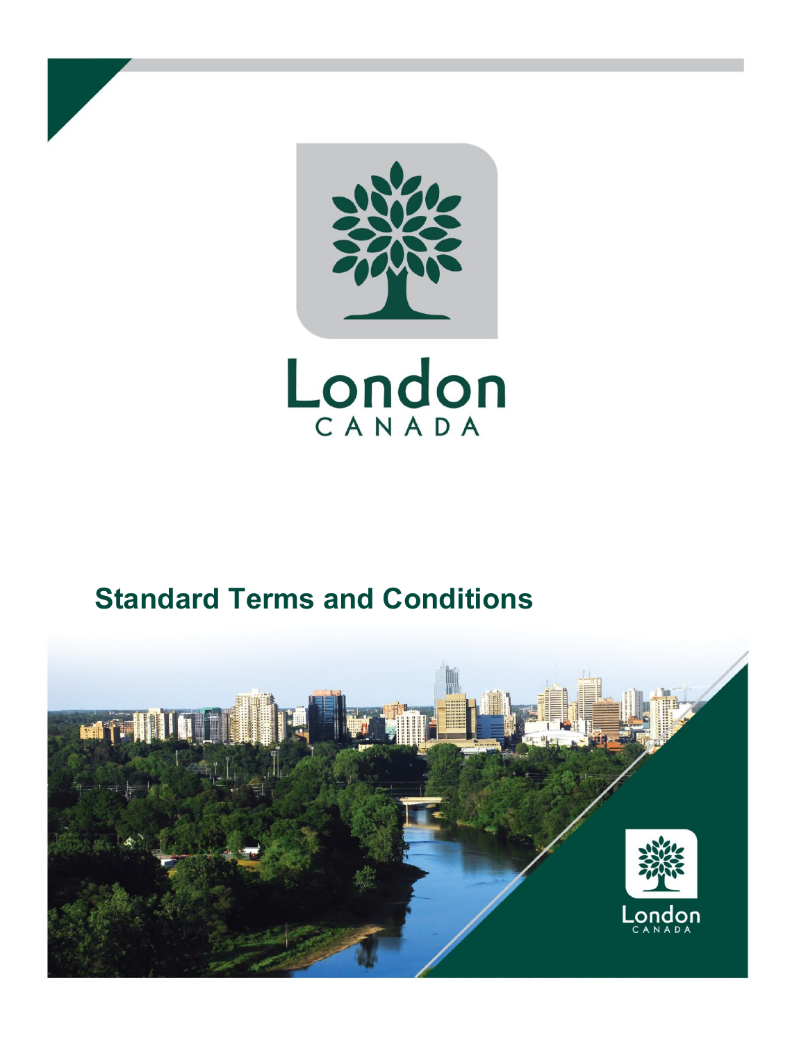London

CANADA

# Standard Terms and Conditions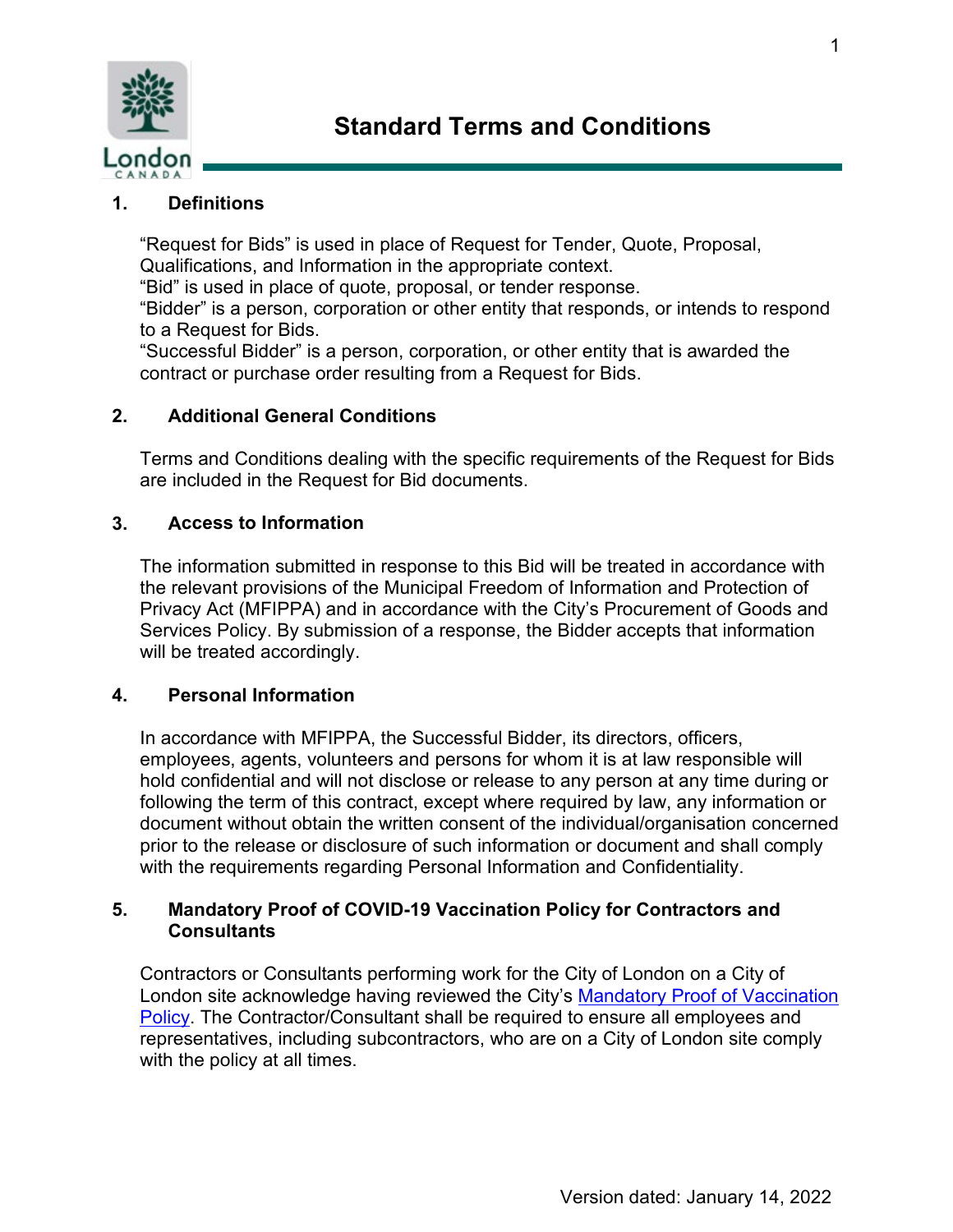# Standard Terms and Conditions

## 1. Definitions

"Request for Bids" is used in place of Request for Tender, Quote, Proposal, Qualifications, and Information in the appropriate context.
"Bid" is used in place of quote, proposal, or tender response.
"Bidder" is a person, corporation or other entity that responds, or intends to respond to a Request for Bids.
"Successful Bidder" is a person, corporation, or other entity that is awarded the contract or purchase order resulting from a Request for Bids.

## 2. Additional General Conditions

Terms and Conditions dealing with the specific requirements of the Request for Bids are included in the Request for Bid documents.

## 3. Access to Information

The information submitted in response to this Bid will be treated in accordance with the relevant provisions of the Municipal Freedom of Information and Protection of Privacy Act (MFIPPA) and in accordance with the City's Procurement of Goods and Services Policy. By submission of a response, the Bidder accepts that information will be treated accordingly.

## 4. Personal Information

In accordance with MFIPPA, the Successful Bidder, its directors, officers, employees, agents, volunteers and persons for whom it is at law responsible will hold confidential and will not disclose or release to any person at any time during or following the term of this contract, except where required by law, any information or document without obtain the written consent of the individual/organisation concerned prior to the release or disclosure of such information or document and shall comply with the requirements regarding Personal Information and Confidentiality.

## 5. Mandatory Proof of COVID-19 Vaccination Policy for Contractors and Consultants

Contractors or Consultants performing work for the City of London on a City of London site acknowledge having reviewed the City's Mandatory Proof of Vaccination Policy. The Contractor/Consultant shall be required to ensure all employees and representatives, including subcontractors, who are on a City of London site comply with the policy at all times.

Version dated: January 14, 2022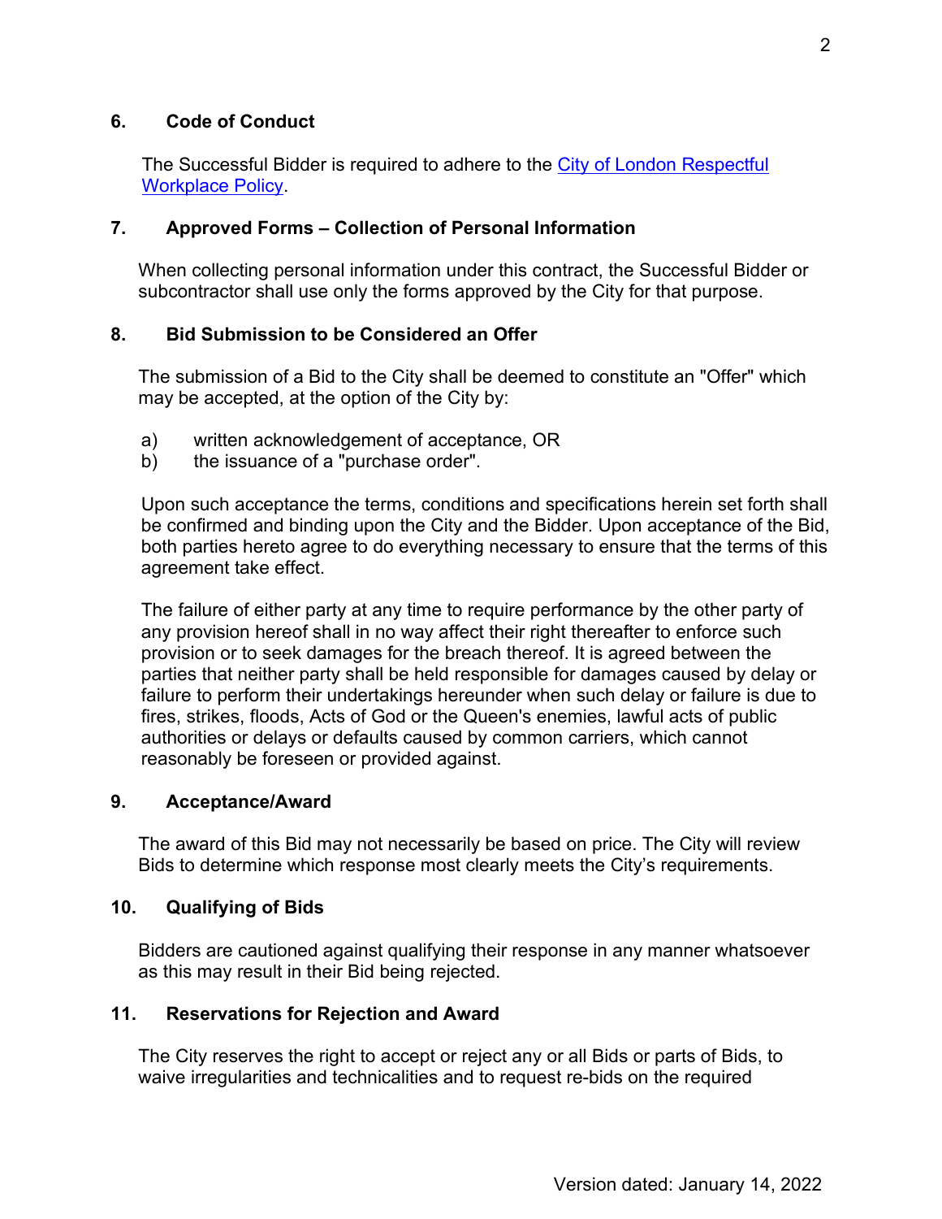## 6. Code of Conduct

The Successful Bidder is required to adhere to the [City of London Respectful Workplace Policy].

## 7. Approved Forms – Collection of Personal Information

When collecting personal information under this contract, the Successful Bidder or subcontractor shall use only the forms approved by the City for that purpose.

## 8. Bid Submission to be Considered an Offer

The submission of a Bid to the City shall be deemed to constitute an "Offer" which may be accepted, at the option of the City by:

a) written acknowledgement of acceptance, OR
b) the issuance of a "purchase order".

Upon such acceptance the terms, conditions and specifications herein set forth shall be confirmed and binding upon the City and the Bidder. Upon acceptance of the Bid, both parties hereto agree to do everything necessary to ensure that the terms of this agreement take effect.

The failure of either party at any time to require performance by the other party of any provision hereof shall in no way affect their right thereafter to enforce such provision or to seek damages for the breach thereof. It is agreed between the parties that neither party shall be held responsible for damages caused by delay or failure to perform their undertakings hereunder when such delay or failure is due to fires, strikes, floods, Acts of God or the Queen's enemies, lawful acts of public authorities or delays or defaults caused by common carriers, which cannot reasonably be foreseen or provided against.

## 9. Acceptance/Award

The award of this Bid may not necessarily be based on price. The City will review Bids to determine which response most clearly meets the City's requirements.

## 10. Qualifying of Bids

Bidders are cautioned against qualifying their response in any manner whatsoever as this may result in their Bid being rejected.

## 11. Reservations for Rejection and Award

The City reserves the right to accept or reject any or all Bids or parts of Bids, to waive irregularities and technicalities and to request re-bids on the required

Version dated: January 14, 2022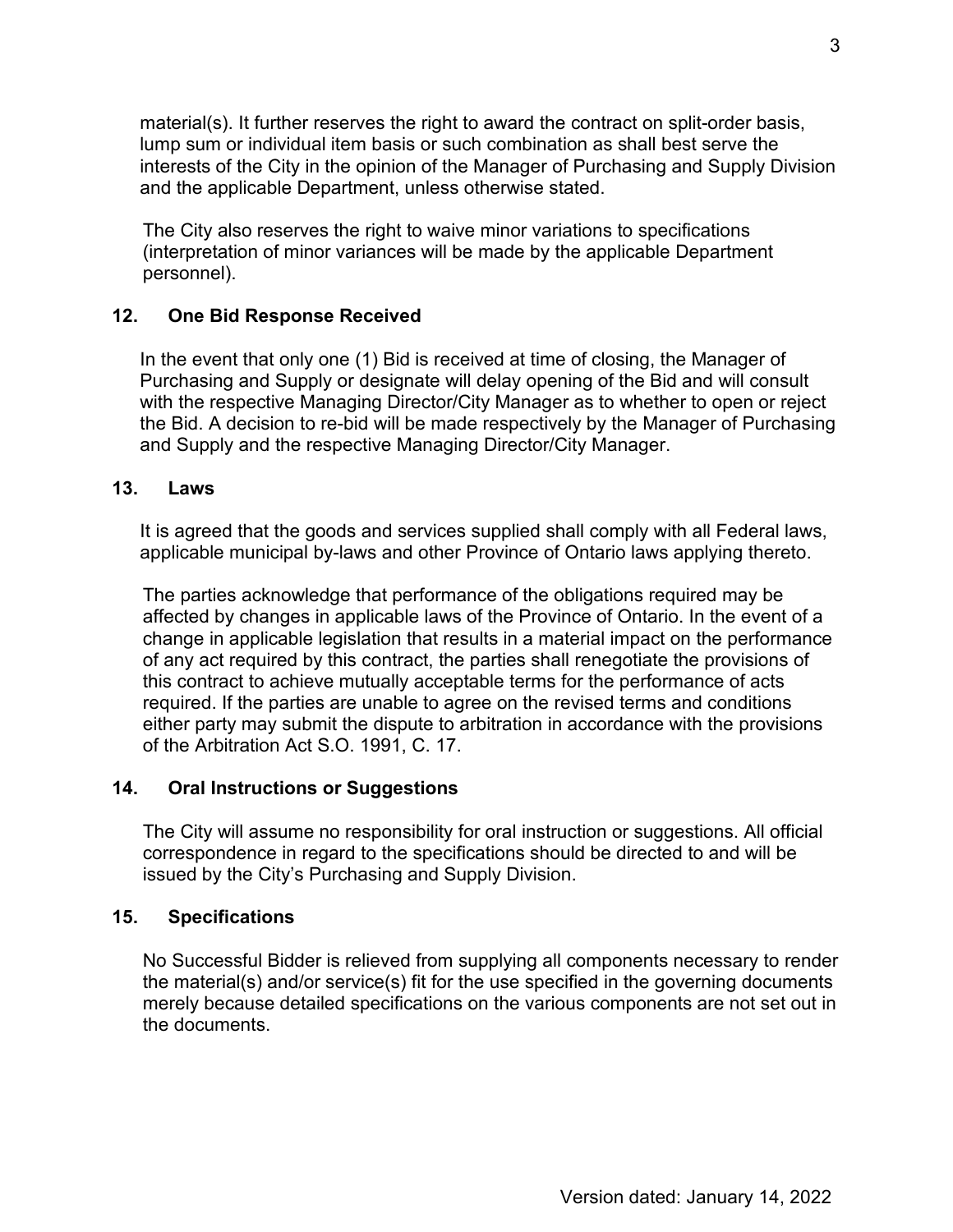material(s). It further reserves the right to award the contract on split-order basis, lump sum or individual item basis or such combination as shall best serve the interests of the City in the opinion of the Manager of Purchasing and Supply Division and the applicable Department, unless otherwise stated.

The City also reserves the right to waive minor variations to specifications (interpretation of minor variances will be made by the applicable Department personnel).

## 12. One Bid Response Received

In the event that only one (1) Bid is received at time of closing, the Manager of Purchasing and Supply or designate will delay opening of the Bid and will consult with the respective Managing Director/City Manager as to whether to open or reject the Bid. A decision to re-bid will be made respectively by the Manager of Purchasing and Supply and the respective Managing Director/City Manager.

## 13. Laws

It is agreed that the goods and services supplied shall comply with all Federal laws, applicable municipal by-laws and other Province of Ontario laws applying thereto.

The parties acknowledge that performance of the obligations required may be affected by changes in applicable laws of the Province of Ontario. In the event of a change in applicable legislation that results in a material impact on the performance of any act required by this contract, the parties shall renegotiate the provisions of this contract to achieve mutually acceptable terms for the performance of acts required. If the parties are unable to agree on the revised terms and conditions either party may submit the dispute to arbitration in accordance with the provisions of the Arbitration Act S.O. 1991, C. 17.

## 14. Oral Instructions or Suggestions

The City will assume no responsibility for oral instruction or suggestions. All official correspondence in regard to the specifications should be directed to and will be issued by the City's Purchasing and Supply Division.

## 15. Specifications

No Successful Bidder is relieved from supplying all components necessary to render the material(s) and/or service(s) fit for the use specified in the governing documents merely because detailed specifications on the various components are not set out in the documents.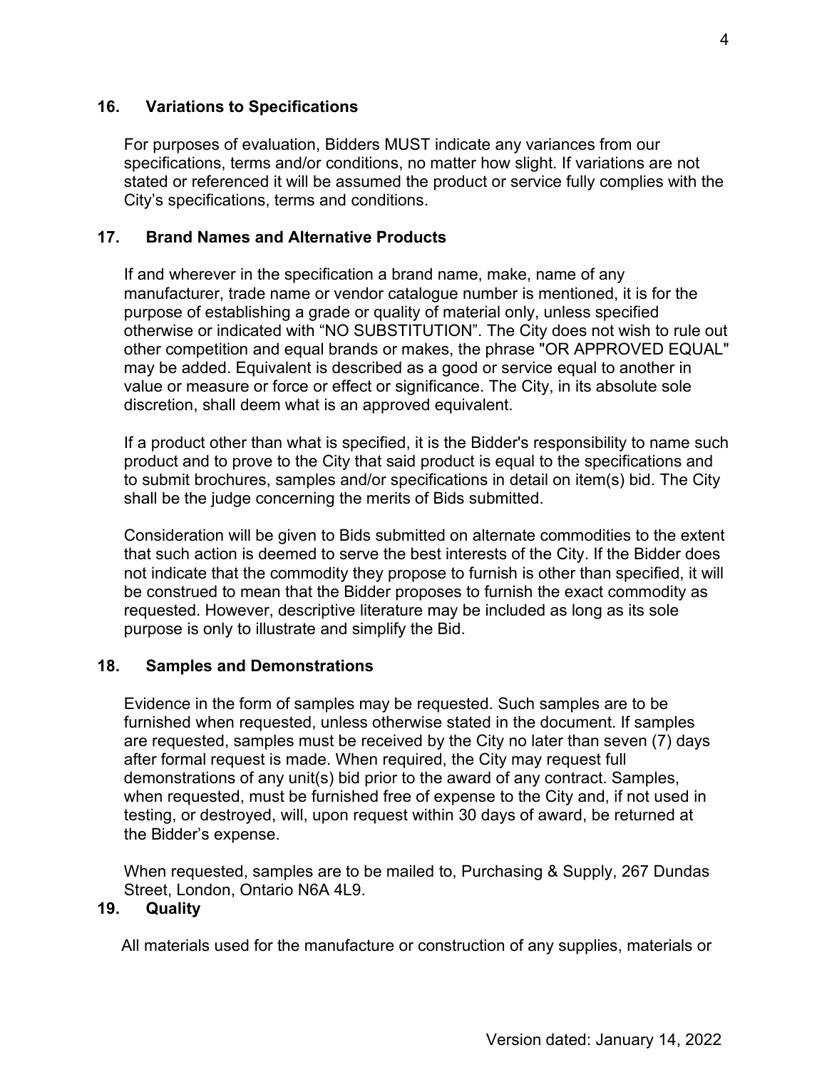## 16. Variations to Specifications

For purposes of evaluation, Bidders MUST indicate any variances from our specifications, terms and/or conditions, no matter how slight. If variations are not stated or referenced it will be assumed the product or service fully complies with the City's specifications, terms and conditions.

## 17. Brand Names and Alternative Products

If and wherever in the specification a brand name, make, name of any manufacturer, trade name or vendor catalogue number is mentioned, it is for the purpose of establishing a grade or quality of material only, unless specified otherwise or indicated with "NO SUBSTITUTION". The City does not wish to rule out other competition and equal brands or makes, the phrase "OR APPROVED EQUAL" may be added. Equivalent is described as a good or service equal to another in value or measure or force or effect or significance. The City, in its absolute sole discretion, shall deem what is an approved equivalent.

If a product other than what is specified, it is the Bidder's responsibility to name such product and to prove to the City that said product is equal to the specifications and to submit brochures, samples and/or specifications in detail on item(s) bid. The City shall be the judge concerning the merits of Bids submitted.

Consideration will be given to Bids submitted on alternate commodities to the extent that such action is deemed to serve the best interests of the City. If the Bidder does not indicate that the commodity they propose to furnish is other than specified, it will be construed to mean that the Bidder proposes to furnish the exact commodity as requested. However, descriptive literature may be included as long as its sole purpose is only to illustrate and simplify the Bid.

## 18. Samples and Demonstrations

Evidence in the form of samples may be requested. Such samples are to be furnished when requested, unless otherwise stated in the document. If samples are requested, samples must be received by the City no later than seven (7) days after formal request is made. When required, the City may request full demonstrations of any unit(s) bid prior to the award of any contract. Samples, when requested, must be furnished free of expense to the City and, if not used in testing, or destroyed, will, upon request within 30 days of award, be returned at the Bidder's expense.

When requested, samples are to be mailed to, Purchasing & Supply, 267 Dundas Street, London, Ontario N6A 4L9.

## 19. Quality

All materials used for the manufacture or construction of any supplies, materials or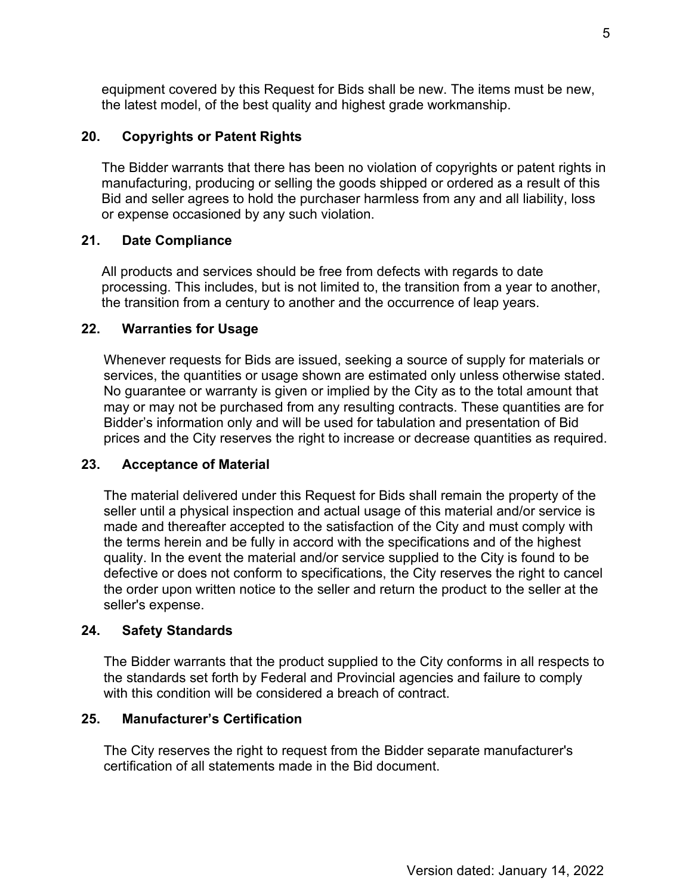equipment covered by this Request for Bids shall be new. The items must be new, the latest model, of the best quality and highest grade workmanship.

### 20. Copyrights or Patent Rights

The Bidder warrants that there has been no violation of copyrights or patent rights in manufacturing, producing or selling the goods shipped or ordered as a result of this Bid and seller agrees to hold the purchaser harmless from any and all liability, loss or expense occasioned by any such violation.

### 21. Date Compliance

All products and services should be free from defects with regards to date processing. This includes, but is not limited to, the transition from a year to another, the transition from a century to another and the occurrence of leap years.

### 22. Warranties for Usage

Whenever requests for Bids are issued, seeking a source of supply for materials or services, the quantities or usage shown are estimated only unless otherwise stated. No guarantee or warranty is given or implied by the City as to the total amount that may or may not be purchased from any resulting contracts. These quantities are for Bidder's information only and will be used for tabulation and presentation of Bid prices and the City reserves the right to increase or decrease quantities as required.

### 23. Acceptance of Material

The material delivered under this Request for Bids shall remain the property of the seller until a physical inspection and actual usage of this material and/or service is made and thereafter accepted to the satisfaction of the City and must comply with the terms herein and be fully in accord with the specifications and of the highest quality. In the event the material and/or service supplied to the City is found to be defective or does not conform to specifications, the City reserves the right to cancel the order upon written notice to the seller and return the product to the seller at the seller's expense.

### 24. Safety Standards

The Bidder warrants that the product supplied to the City conforms in all respects to the standards set forth by Federal and Provincial agencies and failure to comply with this condition will be considered a breach of contract.

### 25. Manufacturer's Certification

The City reserves the right to request from the Bidder separate manufacturer's certification of all statements made in the Bid document.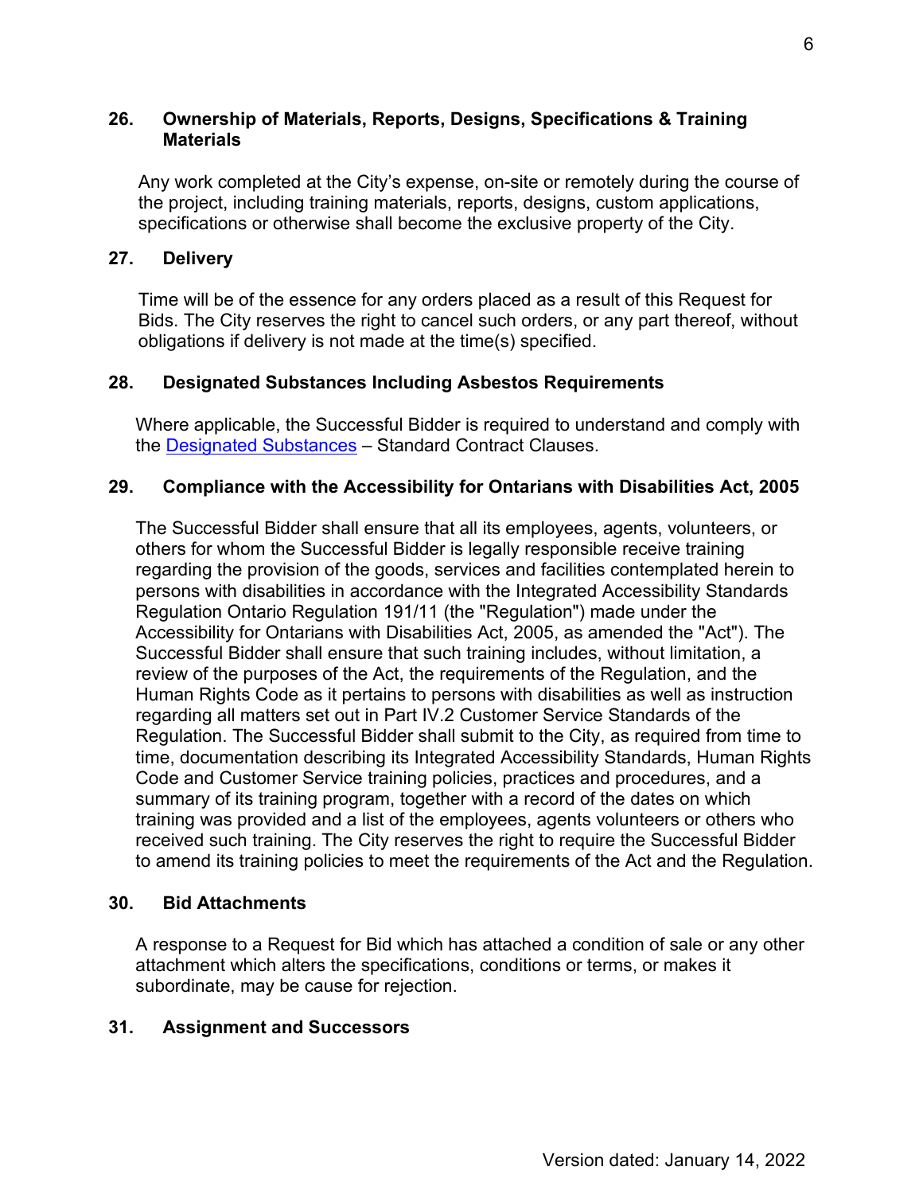### 26. Ownership of Materials, Reports, Designs, Specifications & Training Materials

Any work completed at the City's expense, on-site or remotely during the course of the project, including training materials, reports, designs, custom applications, specifications or otherwise shall become the exclusive property of the City.

### 27. Delivery

Time will be of the essence for any orders placed as a result of this Request for Bids. The City reserves the right to cancel such orders, or any part thereof, without obligations if delivery is not made at the time(s) specified.

### 28. Designated Substances Including Asbestos Requirements

Where applicable, the Successful Bidder is required to understand and comply with the Designated Substances – Standard Contract Clauses.

### 29. Compliance with the Accessibility for Ontarians with Disabilities Act, 2005

The Successful Bidder shall ensure that all its employees, agents, volunteers, or others for whom the Successful Bidder is legally responsible receive training regarding the provision of the goods, services and facilities contemplated herein to persons with disabilities in accordance with the Integrated Accessibility Standards Regulation Ontario Regulation 191/11 (the "Regulation") made under the Accessibility for Ontarians with Disabilities Act, 2005, as amended the "Act"). The Successful Bidder shall ensure that such training includes, without limitation, a review of the purposes of the Act, the requirements of the Regulation, and the Human Rights Code as it pertains to persons with disabilities as well as instruction regarding all matters set out in Part IV.2 Customer Service Standards of the Regulation. The Successful Bidder shall submit to the City, as required from time to time, documentation describing its Integrated Accessibility Standards, Human Rights Code and Customer Service training policies, practices and procedures, and a summary of its training program, together with a record of the dates on which training was provided and a list of the employees, agents volunteers or others who received such training. The City reserves the right to require the Successful Bidder to amend its training policies to meet the requirements of the Act and the Regulation.

### 30. Bid Attachments

A response to a Request for Bid which has attached a condition of sale or any other attachment which alters the specifications, conditions or terms, or makes it subordinate, may be cause for rejection.

### 31. Assignment and Successors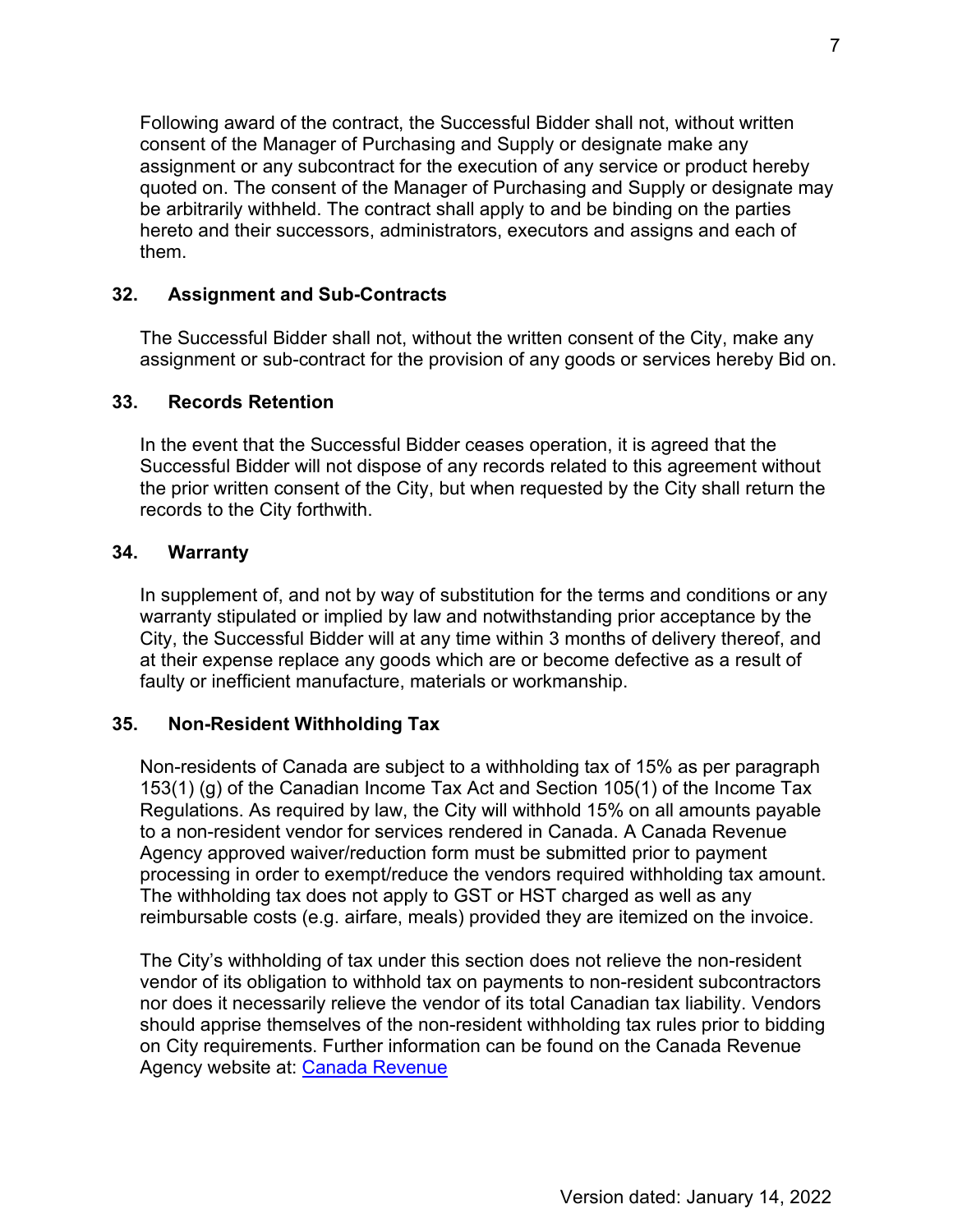Following award of the contract, the Successful Bidder shall not, without written consent of the Manager of Purchasing and Supply or designate make any assignment or any subcontract for the execution of any service or product hereby quoted on. The consent of the Manager of Purchasing and Supply or designate may be arbitrarily withheld. The contract shall apply to and be binding on the parties hereto and their successors, administrators, executors and assigns and each of them.

### 32. Assignment and Sub-Contracts

The Successful Bidder shall not, without the written consent of the City, make any assignment or sub-contract for the provision of any goods or services hereby Bid on.

### 33. Records Retention

In the event that the Successful Bidder ceases operation, it is agreed that the Successful Bidder will not dispose of any records related to this agreement without the prior written consent of the City, but when requested by the City shall return the records to the City forthwith.

### 34. Warranty

In supplement of, and not by way of substitution for the terms and conditions or any warranty stipulated or implied by law and notwithstanding prior acceptance by the City, the Successful Bidder will at any time within 3 months of delivery thereof, and at their expense replace any goods which are or become defective as a result of faulty or inefficient manufacture, materials or workmanship.

### 35. Non-Resident Withholding Tax

Non-residents of Canada are subject to a withholding tax of 15% as per paragraph 153(1) (g) of the Canadian Income Tax Act and Section 105(1) of the Income Tax Regulations. As required by law, the City will withhold 15% on all amounts payable to a non-resident vendor for services rendered in Canada. A Canada Revenue Agency approved waiver/reduction form must be submitted prior to payment processing in order to exempt/reduce the vendors required withholding tax amount. The withholding tax does not apply to GST or HST charged as well as any reimbursable costs (e.g. airfare, meals) provided they are itemized on the invoice.

The City's withholding of tax under this section does not relieve the non-resident vendor of its obligation to withhold tax on payments to non-resident subcontractors nor does it necessarily relieve the vendor of its total Canadian tax liability. Vendors should apprise themselves of the non-resident withholding tax rules prior to bidding on City requirements. Further information can be found on the Canada Revenue Agency website at: Canada Revenue

Version dated: January 14, 2022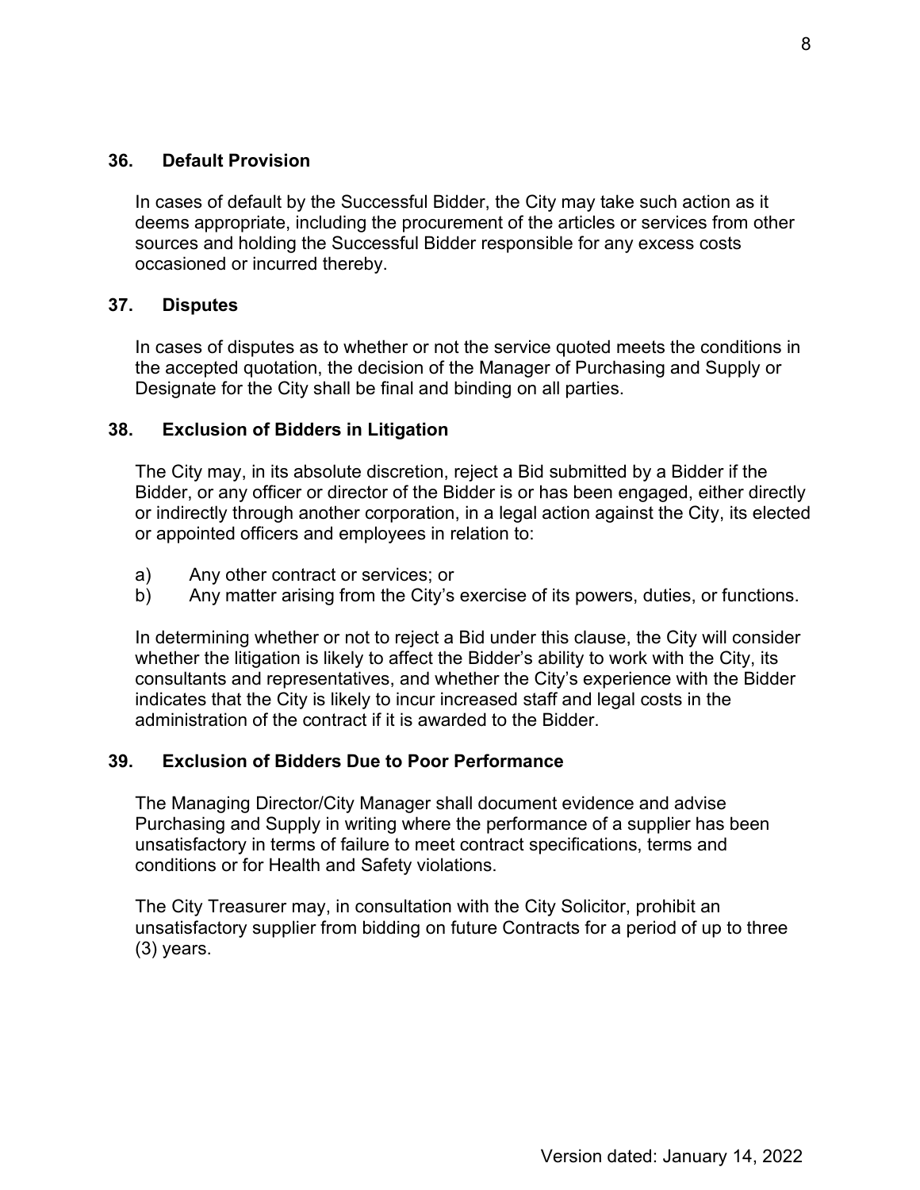### 36. Default Provision

In cases of default by the Successful Bidder, the City may take such action as it deems appropriate, including the procurement of the articles or services from other sources and holding the Successful Bidder responsible for any excess costs occasioned or incurred thereby.

### 37. Disputes

In cases of disputes as to whether or not the service quoted meets the conditions in the accepted quotation, the decision of the Manager of Purchasing and Supply or Designate for the City shall be final and binding on all parties.

### 38. Exclusion of Bidders in Litigation

The City may, in its absolute discretion, reject a Bid submitted by a Bidder if the Bidder, or any officer or director of the Bidder is or has been engaged, either directly or indirectly through another corporation, in a legal action against the City, its elected or appointed officers and employees in relation to:

a) Any other contract or services; or
b) Any matter arising from the City's exercise of its powers, duties, or functions.

In determining whether or not to reject a Bid under this clause, the City will consider whether the litigation is likely to affect the Bidder's ability to work with the City, its consultants and representatives, and whether the City's experience with the Bidder indicates that the City is likely to incur increased staff and legal costs in the administration of the contract if it is awarded to the Bidder.

### 39. Exclusion of Bidders Due to Poor Performance

The Managing Director/City Manager shall document evidence and advise Purchasing and Supply in writing where the performance of a supplier has been unsatisfactory in terms of failure to meet contract specifications, terms and conditions or for Health and Safety violations.

The City Treasurer may, in consultation with the City Solicitor, prohibit an unsatisfactory supplier from bidding on future Contracts for a period of up to three (3) years.